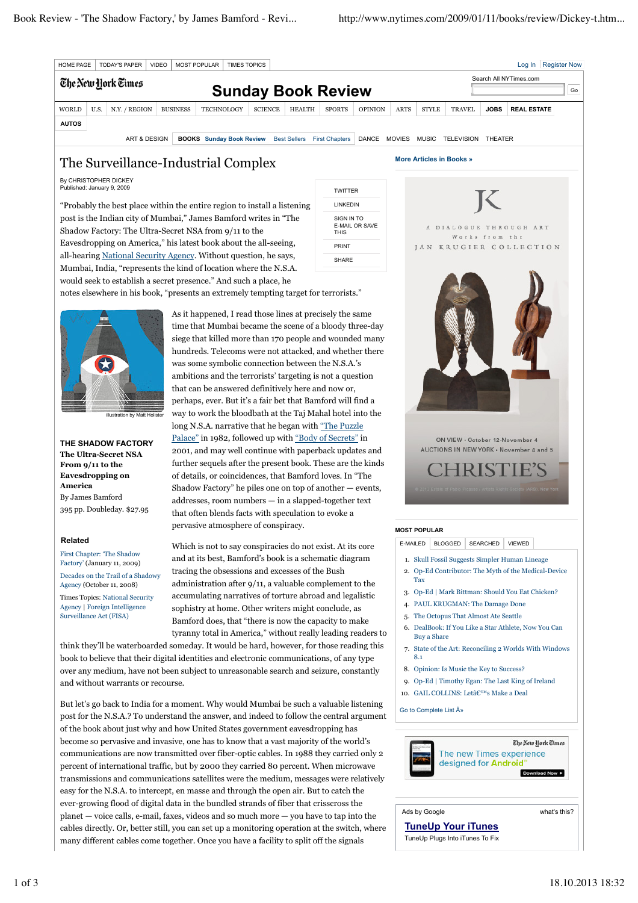# The Surveillance-Industrial Complex

By CHRISTOPHER DICKEY
Published: January 9, 2009

"Probably the best place within the entire region to install a listening post is the Indian city of Mumbai," James Bamford writes in "The Shadow Factory: The Ultra-Secret NSA from 9/11 to the Eavesdropping on America," his latest book about the all-seeing, all-hearing National Security Agency. Without question, he says, Mumbai, India, "represents the kind of location where the N.S.A. would seek to establish a secret presence." And such a place, he notes elsewhere in his book, "presents an extremely tempting target for terrorists."

illustration by Matt Holister

**THE SHADOW FACTORY**
**The Ultra-Secret NSA From 9/11 to the Eavesdropping on America**
By James Bamford
395 pp. Doubleday. $27.95

As it happened, I read those lines at precisely the same time that Mumbai became the scene of a bloody three-day siege that killed more than 170 people and wounded many hundreds. Telecoms were not attacked, and whether there was some symbolic connection between the N.S.A.'s ambitions and the terrorists' targeting is not a question that can be answered definitively here and now or, perhaps, ever. But it's a fair bet that Bamford will find a way to work the bloodbath at the Taj Mahal hotel into the long N.S.A. narrative that he began with "The Puzzle Palace" in 1982, followed up with "Body of Secrets" in 2001, and may well continue with paperback updates and further sequels after the present book. These are the kinds of details, or coincidences, that Bamford loves. In "The Shadow Factory" he piles one on top of another — events, addresses, room numbers — in a slapped-together text that often blends facts with speculation to evoke a pervasive atmosphere of conspiracy.

Which is not to say conspiracies do not exist. At its core and at its best, Bamford's book is a schematic diagram tracing the obsessions and excesses of the Bush administration after 9/11, a valuable complement to the accumulating narratives of torture abroad and legalistic sophistry at home. Other writers might conclude, as Bamford does, that "there is now the capacity to make tyranny total in America," without really leading readers to think they'll be waterboarded someday. It would be hard, however, for those reading this book to believe that their digital identities and electronic communications, of any type over any medium, have not been subject to unreasonable search and seizure, constantly and without warrants or recourse.

But let's go back to India for a moment. Why would Mumbai be such a valuable listening post for the N.S.A.? To understand the answer, and indeed to follow the central argument of the book about just why and how United States government eavesdropping has become so pervasive and invasive, one has to know that a vast majority of the world's communications are now transmitted over fiber-optic cables. In 1988 they carried only 2 percent of international traffic, but by 2000 they carried 80 percent. When microwave transmissions and communications satellites were the medium, messages were relatively easy for the N.S.A. to intercept, en masse and through the open air. But to catch the ever-growing flood of digital data in the bundled strands of fiber that crisscross the planet — voice calls, e-mail, faxes, videos and so much more — you have to tap into the cables directly. Or, better still, you can set up a monitoring operation at the switch, where many different cables come together. Once you have a facility to split off the signals

### Related

First Chapter: 'The Shadow Factory' (January 11, 2009)

Decades on the Trail of a Shadowy Agency (October 11, 2008)

Times Topics: National Security Agency | Foreign Intelligence Surveillance Act (FISA)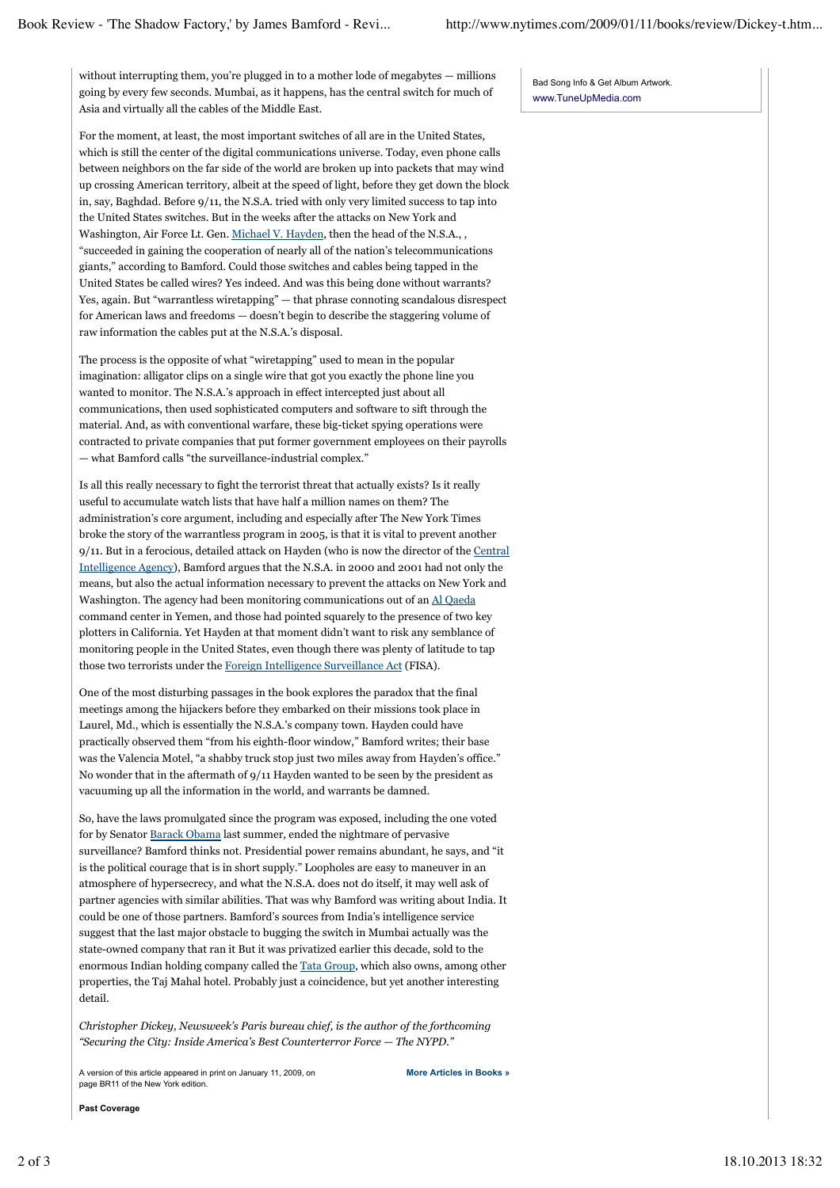without interrupting them, you're plugged in to a mother lode of megabytes — millions going by every few seconds. Mumbai, as it happens, has the central switch for much of Asia and virtually all the cables of the Middle East.

For the moment, at least, the most important switches of all are in the United States, which is still the center of the digital communications universe. Today, even phone calls between neighbors on the far side of the world are broken up into packets that may wind up crossing American territory, albeit at the speed of light, before they get down the block in, say, Baghdad. Before 9/11, the N.S.A. tried with only very limited success to tap into the United States switches. But in the weeks after the attacks on New York and Washington, Air Force Lt. Gen. Michael V. Hayden, then the head of the N.S.A., , "succeeded in gaining the cooperation of nearly all of the nation's telecommunications giants," according to Bamford. Could those switches and cables being tapped in the United States be called wires? Yes indeed. And was this being done without warrants? Yes, again. But "warrantless wiretapping" — that phrase connoting scandalous disrespect for American laws and freedoms — doesn't begin to describe the staggering volume of raw information the cables put at the N.S.A.'s disposal.

The process is the opposite of what "wiretapping" used to mean in the popular imagination: alligator clips on a single wire that got you exactly the phone line you wanted to monitor. The N.S.A.'s approach in effect intercepted just about all communications, then used sophisticated computers and software to sift through the material. And, as with conventional warfare, these big-ticket spying operations were contracted to private companies that put former government employees on their payrolls — what Bamford calls "the surveillance-industrial complex."

Is all this really necessary to fight the terrorist threat that actually exists? Is it really useful to accumulate watch lists that have half a million names on them? The administration's core argument, including and especially after The New York Times broke the story of the warrantless program in 2005, is that it is vital to prevent another 9/11. But in a ferocious, detailed attack on Hayden (who is now the director of the Central Intelligence Agency), Bamford argues that the N.S.A. in 2000 and 2001 had not only the means, but also the actual information necessary to prevent the attacks on New York and Washington. The agency had been monitoring communications out of an Al Qaeda command center in Yemen, and those had pointed squarely to the presence of two key plotters in California. Yet Hayden at that moment didn't want to risk any semblance of monitoring people in the United States, even though there was plenty of latitude to tap those two terrorists under the Foreign Intelligence Surveillance Act (FISA).

One of the most disturbing passages in the book explores the paradox that the final meetings among the hijackers before they embarked on their missions took place in Laurel, Md., which is essentially the N.S.A.'s company town. Hayden could have practically observed them "from his eighth-floor window," Bamford writes; their base was the Valencia Motel, "a shabby truck stop just two miles away from Hayden's office." No wonder that in the aftermath of 9/11 Hayden wanted to be seen by the president as vacuuming up all the information in the world, and warrants be damned.

So, have the laws promulgated since the program was exposed, including the one voted for by Senator Barack Obama last summer, ended the nightmare of pervasive surveillance? Bamford thinks not. Presidential power remains abundant, he says, and "it is the political courage that is in short supply." Loopholes are easy to maneuver in an atmosphere of hypersecrecy, and what the N.S.A. does not do itself, it may well ask of partner agencies with similar abilities. That was why Bamford was writing about India. It could be one of those partners. Bamford's sources from India's intelligence service suggest that the last major obstacle to bugging the switch in Mumbai actually was the state-owned company that ran it But it was privatized earlier this decade, sold to the enormous Indian holding company called the Tata Group, which also owns, among other properties, the Taj Mahal hotel. Probably just a coincidence, but yet another interesting detail.

*Christopher Dickey, Newsweek's Paris bureau chief, is the author of the forthcoming "Securing the City: Inside America's Best Counterterror Force — The NYPD."*

A version of this article appeared in print on January 11, 2009, on page BR11 of the New York edition.

**More Articles in Books »**

**Past Coverage**

Bad Song Info & Get Album Artwork.
www.TuneUpMedia.com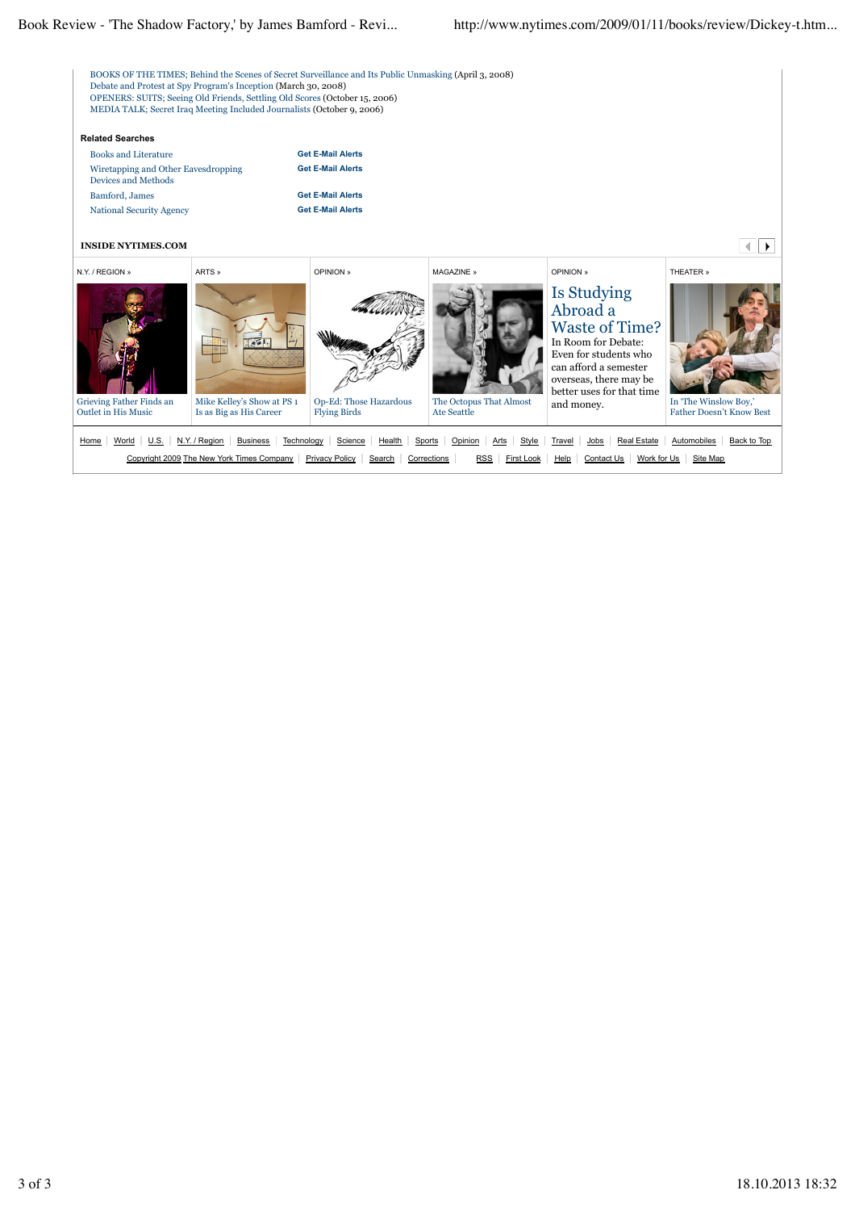BOOKS OF THE TIMES; Behind the Scenes of Secret Surveillance and Its Public Unmasking (April 3, 2008)
Debate and Protest at Spy Program's Inception (March 30, 2008)
OPENERS: SUITS; Seeing Old Friends, Settling Old Scores (October 15, 2006)
MEDIA TALK; Secret Iraq Meeting Included Journalists (October 9, 2006)

**Related Searches**

| | |
|---|---|
| Books and Literature | Get E-Mail Alerts |
| Wiretapping and Other Eavesdropping Devices and Methods | Get E-Mail Alerts |
| Bamford, James | Get E-Mail Alerts |
| National Security Agency | Get E-Mail Alerts |

**INSIDE NYTIMES.COM**

N.Y. / REGION »
Grieving Father Finds an Outlet in His Music

ARTS »
Mike Kelley's Show at PS 1 Is as Big as His Career

OPINION »
Op-Ed: Those Hazardous Flying Birds

MAGAZINE »
The Octopus That Almost Ate Seattle

OPINION »
## Is Studying Abroad a Waste of Time?
In Room for Debate: Even for students who can afford a semester overseas, there may be better uses for that time and money.

THEATER »
In 'The Winslow Boy,' Father Doesn't Know Best

Home | World | U.S. | N.Y. / Region | Business | Technology | Science | Health | Sports | Opinion | Arts | Style | Travel | Jobs | Real Estate | Automobiles | Back to Top

Copyright 2009 The New York Times Company | Privacy Policy | Search | Corrections | RSS | First Look | Help | Contact Us | Work for Us | Site Map